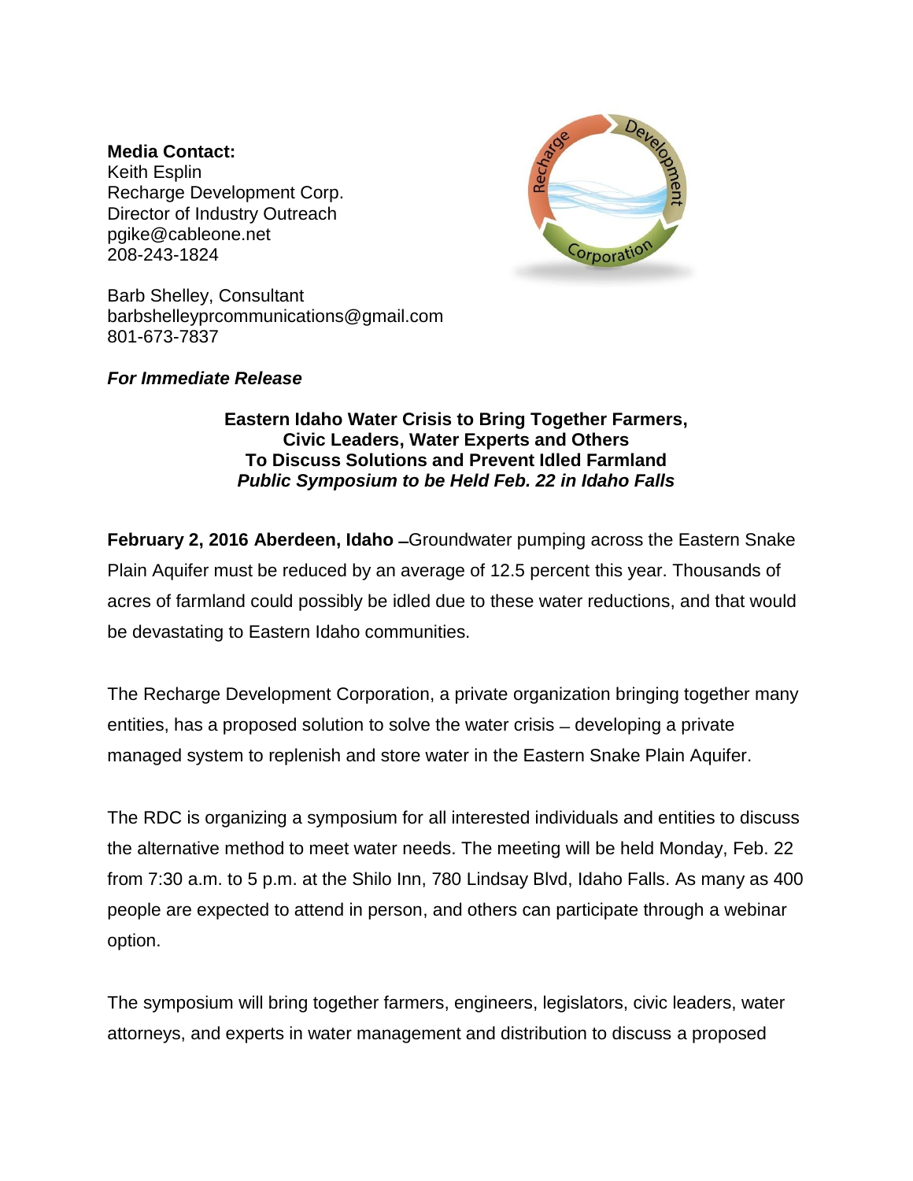**Media Contact:**
Keith Esplin
Recharge Development Corp.
Director of Industry Outreach
pgike@cableone.net
208-243-1824

Barb Shelley, Consultant
barbshelleyprcommunications@gmail.com
801-673-7837

***For Immediate Release***

**Eastern Idaho Water Crisis to Bring Together Farmers, Civic Leaders, Water Experts and Others To Discuss Solutions and Prevent Idled Farmland**
***Public Symposium to be Held Feb. 22 in Idaho Falls***

**February 2, 2016 Aberdeen, Idaho** – Groundwater pumping across the Eastern Snake Plain Aquifer must be reduced by an average of 12.5 percent this year. Thousands of acres of farmland could possibly be idled due to these water reductions, and that would be devastating to Eastern Idaho communities.

The Recharge Development Corporation, a private organization bringing together many entities, has a proposed solution to solve the water crisis – developing a private managed system to replenish and store water in the Eastern Snake Plain Aquifer.

The RDC is organizing a symposium for all interested individuals and entities to discuss the alternative method to meet water needs. The meeting will be held Monday, Feb. 22 from 7:30 a.m. to 5 p.m. at the Shilo Inn, 780 Lindsay Blvd, Idaho Falls. As many as 400 people are expected to attend in person, and others can participate through a webinar option.

The symposium will bring together farmers, engineers, legislators, civic leaders, water attorneys, and experts in water management and distribution to discuss a proposed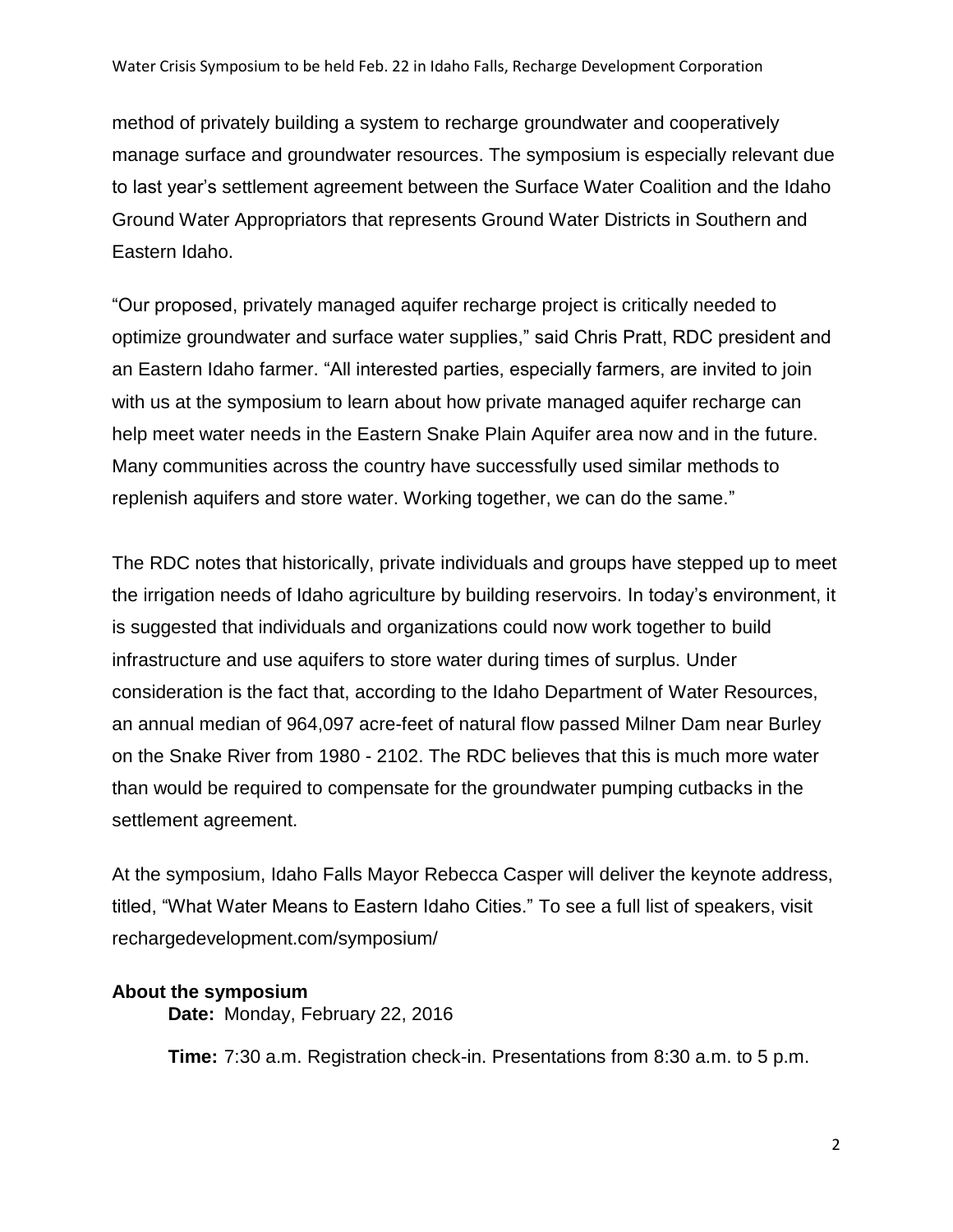method of privately building a system to recharge groundwater and cooperatively manage surface and groundwater resources. The symposium is especially relevant due to last year's settlement agreement between the Surface Water Coalition and the Idaho Ground Water Appropriators that represents Ground Water Districts in Southern and Eastern Idaho.

"Our proposed, privately managed aquifer recharge project is critically needed to optimize groundwater and surface water supplies," said Chris Pratt, RDC president and an Eastern Idaho farmer. "All interested parties, especially farmers, are invited to join with us at the symposium to learn about how private managed aquifer recharge can help meet water needs in the Eastern Snake Plain Aquifer area now and in the future. Many communities across the country have successfully used similar methods to replenish aquifers and store water. Working together, we can do the same."

The RDC notes that historically, private individuals and groups have stepped up to meet the irrigation needs of Idaho agriculture by building reservoirs. In today's environment, it is suggested that individuals and organizations could now work together to build infrastructure and use aquifers to store water during times of surplus. Under consideration is the fact that, according to the Idaho Department of Water Resources, an annual median of 964,097 acre-feet of natural flow passed Milner Dam near Burley on the Snake River from 1980 - 2102. The RDC believes that this is much more water than would be required to compensate for the groundwater pumping cutbacks in the settlement agreement.

At the symposium, Idaho Falls Mayor Rebecca Casper will deliver the keynote address, titled, "What Water Means to Eastern Idaho Cities." To see a full list of speakers, visit rechargedevelopment.com/symposium/

**About the symposium**

**Date:** Monday, February 22, 2016

**Time:** 7:30 a.m. Registration check-in. Presentations from 8:30 a.m. to 5 p.m.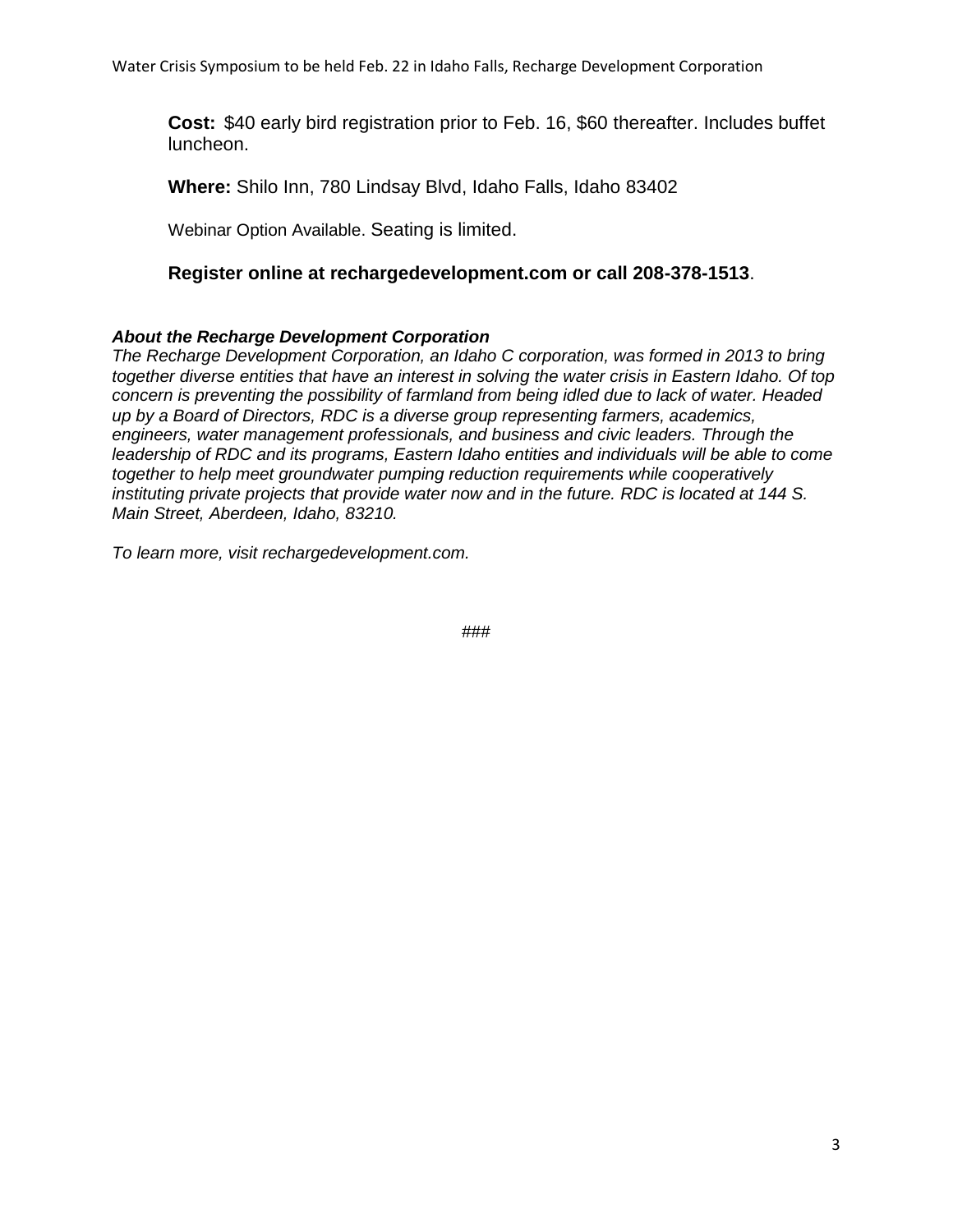**Cost:** $40 early bird registration prior to Feb. 16, $60 thereafter. Includes buffet luncheon.

**Where:** Shilo Inn, 780 Lindsay Blvd, Idaho Falls, Idaho 83402

Webinar Option Available. Seating is limited.

**Register online at rechargedevelopment.com or call 208-378-1513**.

***About the Recharge Development Corporation***
*The Recharge Development Corporation, an Idaho C corporation, was formed in 2013 to bring together diverse entities that have an interest in solving the water crisis in Eastern Idaho. Of top concern is preventing the possibility of farmland from being idled due to lack of water. Headed up by a Board of Directors, RDC is a diverse group representing farmers, academics, engineers, water management professionals, and business and civic leaders. Through the leadership of RDC and its programs, Eastern Idaho entities and individuals will be able to come together to help meet groundwater pumping reduction requirements while cooperatively instituting private projects that provide water now and in the future. RDC is located at 144 S. Main Street, Aberdeen, Idaho, 83210.*

*To learn more, visit rechargedevelopment.com.*

###